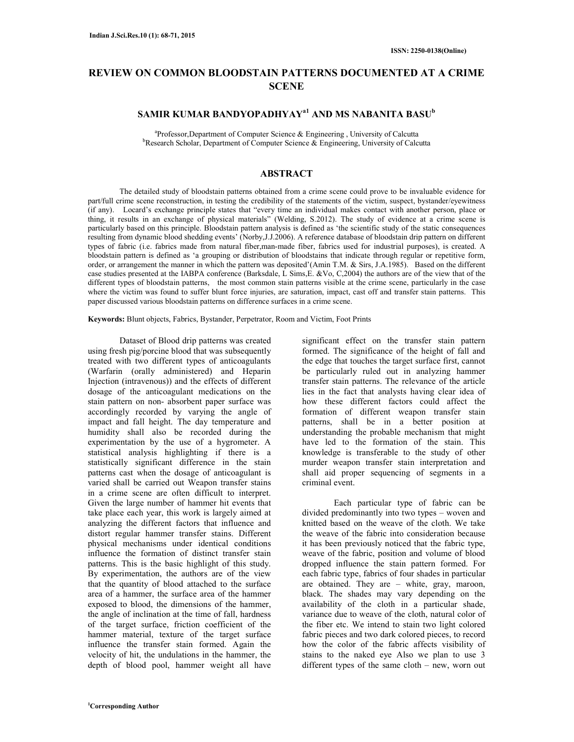# REVIEW ON COMMON BLOODSTAIN PATTERNS DOCUMENTED AT A CRIME SCENE

**SAMIR KUMAR BANDYOPADHYAY[a1] AND MS NABANITA BASU[b]**

[a]Professor,Department of Computer Science & Engineering , University of Calcutta
[b]Research Scholar, Department of Computer Science & Engineering, University of Calcutta

## ABSTRACT

The detailed study of bloodstain patterns obtained from a crime scene could prove to be invaluable evidence for part/full crime scene reconstruction, in testing the credibility of the statements of the victim, suspect, bystander/eyewitness (if any). Locard's exchange principle states that "every time an individual makes contact with another person, place or thing, it results in an exchange of physical materials" (Welding, S.2012). The study of evidence at a crime scene is particularly based on this principle. Bloodstain pattern analysis is defined as 'the scientific study of the static consequences resulting from dynamic blood shedding events' (Norby,J.J.2006). A reference database of bloodstain drip pattern on different types of fabric (i.e. fabrics made from natural fiber,man-made fiber, fabrics used for industrial purposes), is created. A bloodstain pattern is defined as 'a grouping or distribution of bloodstains that indicate through regular or repetitive form, order, or arrangement the manner in which the pattern was deposited'(Amin T.M. & Sirs, J.A.1985). Based on the different case studies presented at the IABPA conference (Barksdale, L Sims,E. &Vo, C,2004) the authors are of the view that of the different types of bloodstain patterns, the most common stain patterns visible at the crime scene, particularly in the case where the victim was found to suffer blunt force injuries, are saturation, impact, cast off and transfer stain patterns. This paper discussed various bloodstain patterns on difference surfaces in a crime scene.

**Keywords:** Blunt objects, Fabrics, Bystander, Perpetrator, Room and Victim, Foot Prints

Dataset of Blood drip patterns was created using fresh pig/porcine blood that was subsequently treated with two different types of anticoagulants (Warfarin (orally administered) and Heparin Injection (intravenous)) and the effects of different dosage of the anticoagulant medications on the stain pattern on non- absorbent paper surface was accordingly recorded by varying the angle of impact and fall height. The day temperature and humidity shall also be recorded during the experimentation by the use of a hygrometer. A statistical analysis highlighting if there is a statistically significant difference in the stain patterns cast when the dosage of anticoagulant is varied shall be carried out Weapon transfer stains in a crime scene are often difficult to interpret. Given the large number of hammer hit events that take place each year, this work is largely aimed at analyzing the different factors that influence and distort regular hammer transfer stains. Different physical mechanisms under identical conditions influence the formation of distinct transfer stain patterns. This is the basic highlight of this study. By experimentation, the authors are of the view that the quantity of blood attached to the surface area of a hammer, the surface area of the hammer exposed to blood, the dimensions of the hammer, the angle of inclination at the time of fall, hardness of the target surface, friction coefficient of the hammer material, texture of the target surface influence the transfer stain formed. Again the velocity of hit, the undulations in the hammer, the depth of blood pool, hammer weight all have significant effect on the transfer stain pattern formed. The significance of the height of fall and the edge that touches the target surface first, cannot be particularly ruled out in analyzing hammer transfer stain patterns. The relevance of the article lies in the fact that analysts having clear idea of how these different factors could affect the formation of different weapon transfer stain patterns, shall be in a better position at understanding the probable mechanism that might have led to the formation of the stain. This knowledge is transferable to the study of other murder weapon transfer stain interpretation and shall aid proper sequencing of segments in a criminal event.

Each particular type of fabric can be divided predominantly into two types – woven and knitted based on the weave of the cloth. We take the weave of the fabric into consideration because it has been previously noticed that the fabric type, weave of the fabric, position and volume of blood dropped influence the stain pattern formed. For each fabric type, fabrics of four shades in particular are obtained. They are – white, gray, maroon, black. The shades may vary depending on the availability of the cloth in a particular shade, variance due to weave of the cloth, natural color of the fiber etc. We intend to stain two light colored fabric pieces and two dark colored pieces, to record how the color of the fabric affects visibility of stains to the naked eye Also we plan to use 3 different types of the same cloth – new, worn out

[1]Corresponding Author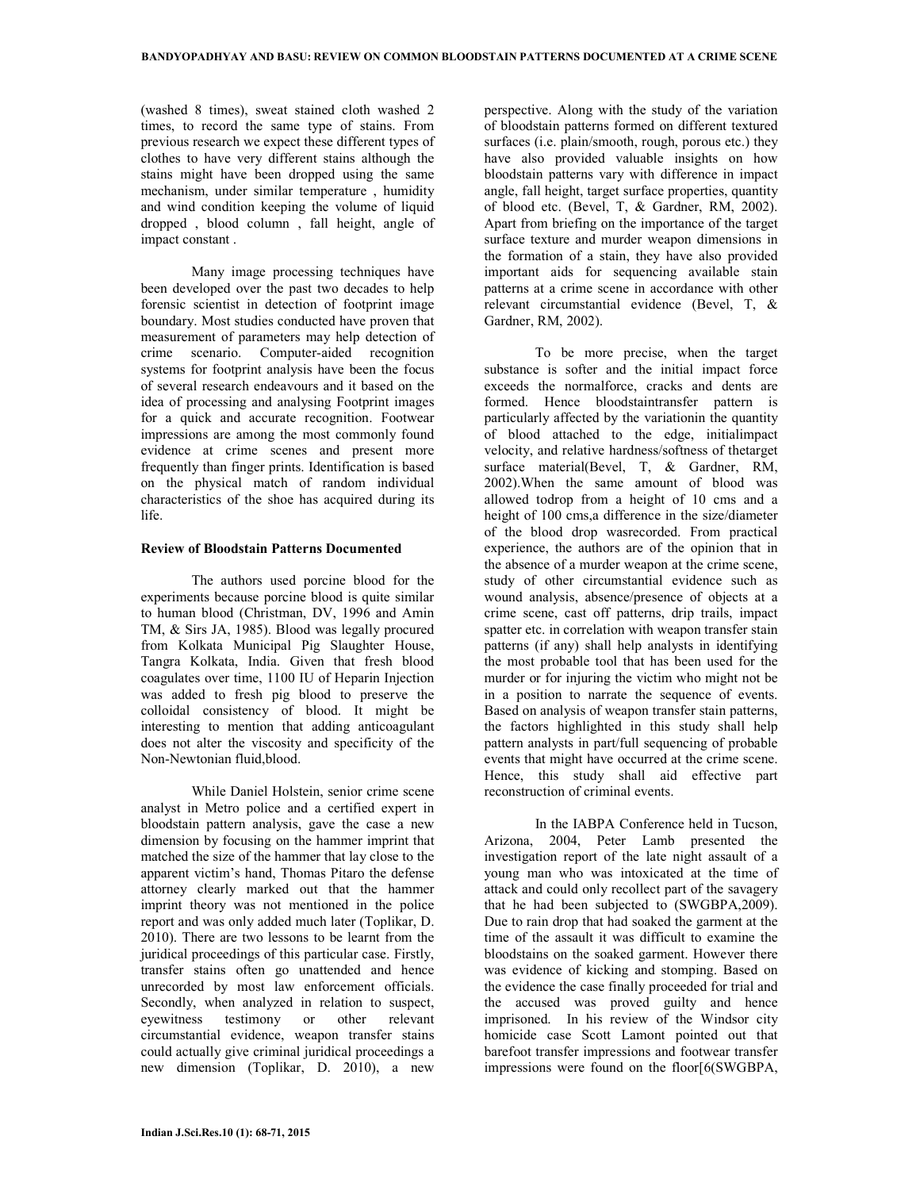(washed 8 times), sweat stained cloth washed 2 times, to record the same type of stains. From previous research we expect these different types of clothes to have very different stains although the stains might have been dropped using the same mechanism, under similar temperature , humidity and wind condition keeping the volume of liquid dropped , blood column , fall height, angle of impact constant .

Many image processing techniques have been developed over the past two decades to help forensic scientist in detection of footprint image boundary. Most studies conducted have proven that measurement of parameters may help detection of crime scenario. Computer-aided recognition systems for footprint analysis have been the focus of several research endeavours and it based on the idea of processing and analysing Footprint images for a quick and accurate recognition. Footwear impressions are among the most commonly found evidence at crime scenes and present more frequently than finger prints. Identification is based on the physical match of random individual characteristics of the shoe has acquired during its life.

### Review of Bloodstain Patterns Documented

The authors used porcine blood for the experiments because porcine blood is quite similar to human blood (Christman, DV, 1996 and Amin TM, & Sirs JA, 1985). Blood was legally procured from Kolkata Municipal Pig Slaughter House, Tangra Kolkata, India. Given that fresh blood coagulates over time, 1100 IU of Heparin Injection was added to fresh pig blood to preserve the colloidal consistency of blood. It might be interesting to mention that adding anticoagulant does not alter the viscosity and specificity of the Non-Newtonian fluid,blood.

While Daniel Holstein, senior crime scene analyst in Metro police and a certified expert in bloodstain pattern analysis, gave the case a new dimension by focusing on the hammer imprint that matched the size of the hammer that lay close to the apparent victim's hand, Thomas Pitaro the defense attorney clearly marked out that the hammer imprint theory was not mentioned in the police report and was only added much later (Toplikar, D. 2010). There are two lessons to be learnt from the juridical proceedings of this particular case. Firstly, transfer stains often go unattended and hence unrecorded by most law enforcement officials. Secondly, when analyzed in relation to suspect, eyewitness testimony or other relevant circumstantial evidence, weapon transfer stains could actually give criminal juridical proceedings a new dimension (Toplikar, D. 2010), a new perspective. Along with the study of the variation of bloodstain patterns formed on different textured surfaces (i.e. plain/smooth, rough, porous etc.) they have also provided valuable insights on how bloodstain patterns vary with difference in impact angle, fall height, target surface properties, quantity of blood etc. (Bevel, T, & Gardner, RM, 2002). Apart from briefing on the importance of the target surface texture and murder weapon dimensions in the formation of a stain, they have also provided important aids for sequencing available stain patterns at a crime scene in accordance with other relevant circumstantial evidence (Bevel, T, & Gardner, RM, 2002).

To be more precise, when the target substance is softer and the initial impact force exceeds the normalforce, cracks and dents are formed. Hence bloodstaintransfer pattern is particularly affected by the variationin the quantity of blood attached to the edge, initialimpact velocity, and relative hardness/softness of thetarget surface material(Bevel, T, & Gardner, RM, 2002).When the same amount of blood was allowed todrop from a height of 10 cms and a height of 100 cms,a difference in the size/diameter of the blood drop wasrecorded. From practical experience, the authors are of the opinion that in the absence of a murder weapon at the crime scene, study of other circumstantial evidence such as wound analysis, absence/presence of objects at a crime scene, cast off patterns, drip trails, impact spatter etc. in correlation with weapon transfer stain patterns (if any) shall help analysts in identifying the most probable tool that has been used for the murder or for injuring the victim who might not be in a position to narrate the sequence of events. Based on analysis of weapon transfer stain patterns, the factors highlighted in this study shall help pattern analysts in part/full sequencing of probable events that might have occurred at the crime scene. Hence, this study shall aid effective part reconstruction of criminal events.

In the IABPA Conference held in Tucson, Arizona, 2004, Peter Lamb presented the investigation report of the late night assault of a young man who was intoxicated at the time of attack and could only recollect part of the savagery that he had been subjected to (SWGBPA,2009). Due to rain drop that had soaked the garment at the time of the assault it was difficult to examine the bloodstains on the soaked garment. However there was evidence of kicking and stomping. Based on the evidence the case finally proceeded for trial and the accused was proved guilty and hence imprisoned. In his review of the Windsor city homicide case Scott Lamont pointed out that barefoot transfer impressions and footwear transfer impressions were found on the floor[6(SWGBPA,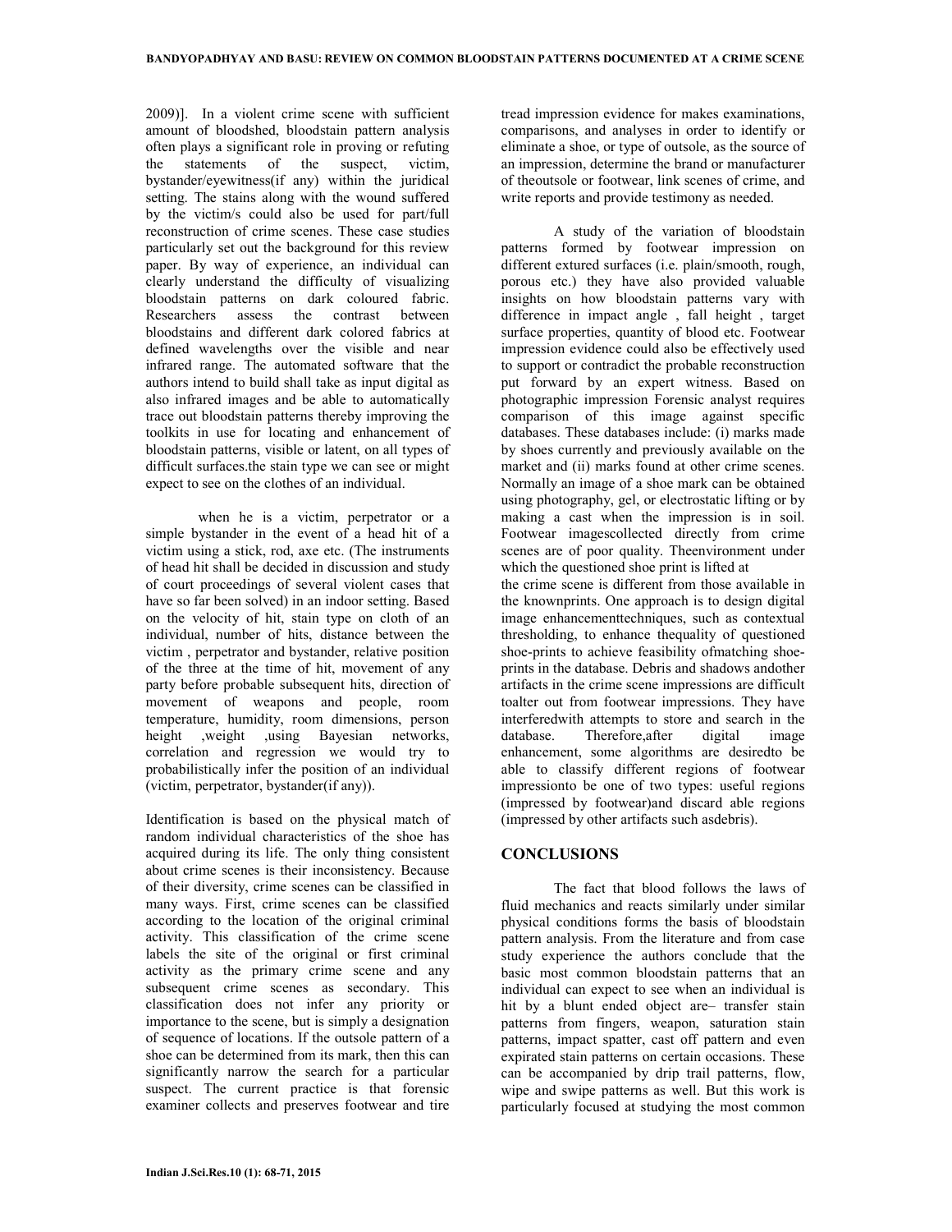2009)]. In a violent crime scene with sufficient amount of bloodshed, bloodstain pattern analysis often plays a significant role in proving or refuting the statements of the suspect, victim, bystander/eyewitness(if any) within the juridical setting. The stains along with the wound suffered by the victim/s could also be used for part/full reconstruction of crime scenes. These case studies particularly set out the background for this review paper. By way of experience, an individual can clearly understand the difficulty of visualizing bloodstain patterns on dark coloured fabric. Researchers assess the contrast between bloodstains and different dark colored fabrics at defined wavelengths over the visible and near infrared range. The automated software that the authors intend to build shall take as input digital as also infrared images and be able to automatically trace out bloodstain patterns thereby improving the toolkits in use for locating and enhancement of bloodstain patterns, visible or latent, on all types of difficult surfaces.the stain type we can see or might expect to see on the clothes of an individual.

when he is a victim, perpetrator or a simple bystander in the event of a head hit of a victim using a stick, rod, axe etc. (The instruments of head hit shall be decided in discussion and study of court proceedings of several violent cases that have so far been solved) in an indoor setting. Based on the velocity of hit, stain type on cloth of an individual, number of hits, distance between the victim , perpetrator and bystander, relative position of the three at the time of hit, movement of any party before probable subsequent hits, direction of movement of weapons and people, room temperature, humidity, room dimensions, person height ,weight ,using Bayesian networks, correlation and regression we would try to probabilistically infer the position of an individual (victim, perpetrator, bystander(if any)).

Identification is based on the physical match of random individual characteristics of the shoe has acquired during its life. The only thing consistent about crime scenes is their inconsistency. Because of their diversity, crime scenes can be classified in many ways. First, crime scenes can be classified according to the location of the original criminal activity. This classification of the crime scene labels the site of the original or first criminal activity as the primary crime scene and any subsequent crime scenes as secondary. This classification does not infer any priority or importance to the scene, but is simply a designation of sequence of locations. If the outsole pattern of a shoe can be determined from its mark, then this can significantly narrow the search for a particular suspect. The current practice is that forensic examiner collects and preserves footwear and tire tread impression evidence for makes examinations, comparisons, and analyses in order to identify or eliminate a shoe, or type of outsole, as the source of an impression, determine the brand or manufacturer of theoutsole or footwear, link scenes of crime, and write reports and provide testimony as needed.

A study of the variation of bloodstain patterns formed by footwear impression on different extured surfaces (i.e. plain/smooth, rough, porous etc.) they have also provided valuable insights on how bloodstain patterns vary with difference in impact angle , fall height , target surface properties, quantity of blood etc. Footwear impression evidence could also be effectively used to support or contradict the probable reconstruction put forward by an expert witness. Based on photographic impression Forensic analyst requires comparison of this image against specific databases. These databases include: (i) marks made by shoes currently and previously available on the market and (ii) marks found at other crime scenes. Normally an image of a shoe mark can be obtained using photography, gel, or electrostatic lifting or by making a cast when the impression is in soil. Footwear imagescollected directly from crime scenes are of poor quality. Theenvironment under which the questioned shoe print is lifted at the crime scene is different from those available in the knownprints. One approach is to design digital image enhancementtechniques, such as contextual thresholding, to enhance thequality of questioned shoe-prints to achieve feasibility ofmatching shoe-prints in the database. Debris and shadows andother artifacts in the crime scene impressions are difficult toalter out from footwear impressions. They have interferedwith attempts to store and search in the database. Therefore,after digital image enhancement, some algorithms are desiredto be able to classify different regions of footwear impressionto be one of two types: useful regions (impressed by footwear)and discard able regions (impressed by other artifacts such asdebris).

## CONCLUSIONS

The fact that blood follows the laws of fluid mechanics and reacts similarly under similar physical conditions forms the basis of bloodstain pattern analysis. From the literature and from case study experience the authors conclude that the basic most common bloodstain patterns that an individual can expect to see when an individual is hit by a blunt ended object are– transfer stain patterns from fingers, weapon, saturation stain patterns, impact spatter, cast off pattern and even expirated stain patterns on certain occasions. These can be accompanied by drip trail patterns, flow, wipe and swipe patterns as well. But this work is particularly focused at studying the most common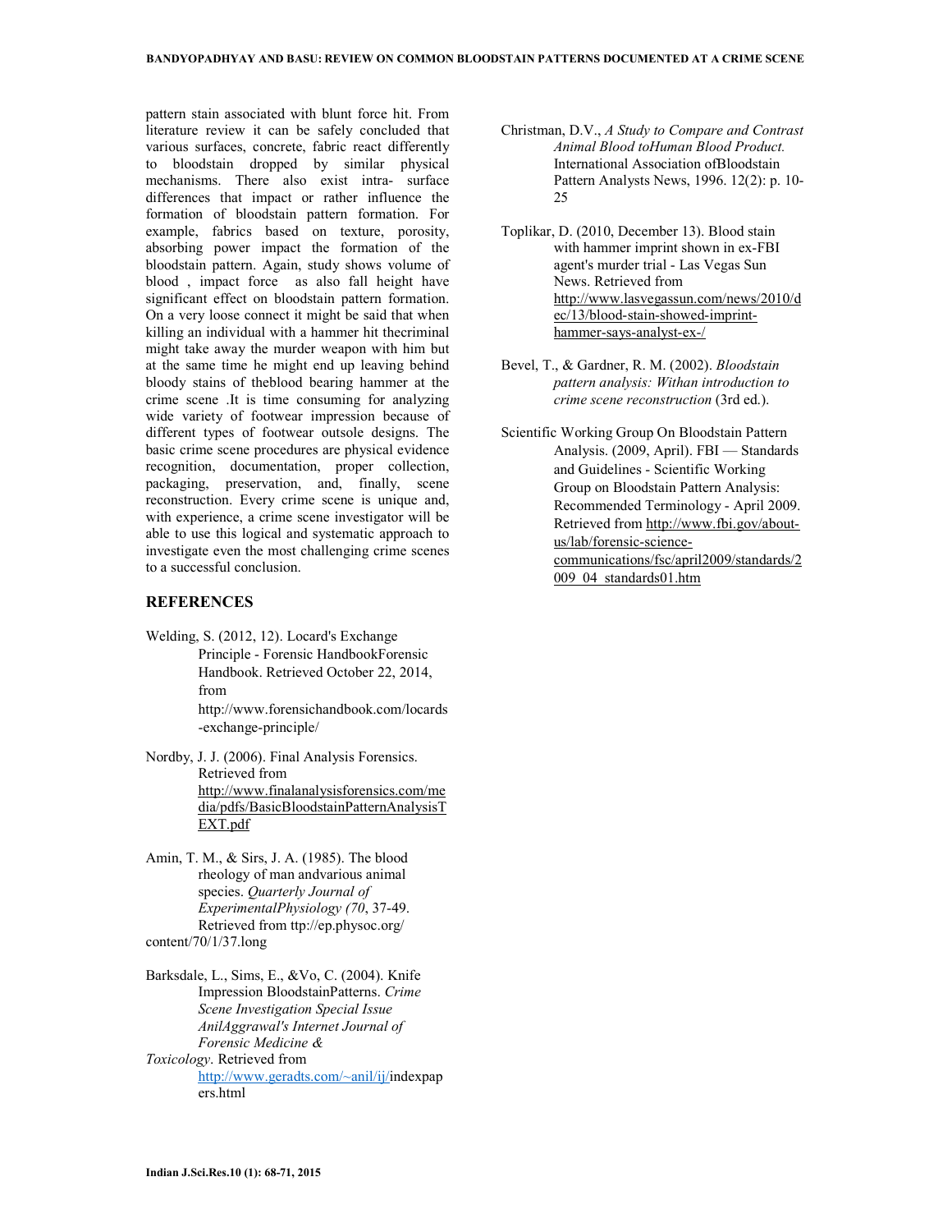pattern stain associated with blunt force hit. From literature review it can be safely concluded that various surfaces, concrete, fabric react differently to bloodstain dropped by similar physical mechanisms. There also exist intra- surface differences that impact or rather influence the formation of bloodstain pattern formation. For example, fabrics based on texture, porosity, absorbing power impact the formation of the bloodstain pattern. Again, study shows volume of blood , impact force as also fall height have significant effect on bloodstain pattern formation. On a very loose connect it might be said that when killing an individual with a hammer hit thecriminal might take away the murder weapon with him but at the same time he might end up leaving behind bloody stains of theblood bearing hammer at the crime scene .It is time consuming for analyzing wide variety of footwear impression because of different types of footwear outsole designs. The basic crime scene procedures are physical evidence recognition, documentation, proper collection, packaging, preservation, and, finally, scene reconstruction. Every crime scene is unique and, with experience, a crime scene investigator will be able to use this logical and systematic approach to investigate even the most challenging crime scenes to a successful conclusion.

## REFERENCES

Welding, S. (2012, 12). Locard's Exchange Principle - Forensic HandbookForensic Handbook. Retrieved October 22, 2014, from http://www.forensichandbook.com/locards-exchange-principle/

Nordby, J. J. (2006). Final Analysis Forensics. Retrieved from http://www.finalanalysisforensics.com/media/pdfs/BasicBloodstainPatternAnalysisTEXT.pdf

Amin, T. M., & Sirs, J. A. (1985). The blood rheology of man andvarious animal species. *Quarterly Journal of ExperimentalPhysiology (70*, 37-49. Retrieved from ttp://ep.physoc.org/content/70/1/37.long

Barksdale, L., Sims, E., &Vo, C. (2004). Knife Impression BloodstainPatterns. *Crime Scene Investigation Special Issue AnilAggrawal's Internet Journal of Forensic Medicine & Toxicology*. Retrieved from http://www.geradts.com/~anil/ij/indexpapers.html

Christman, D.V., *A Study to Compare and Contrast Animal Blood toHuman Blood Product.* International Association ofBloodstain Pattern Analysts News, 1996. 12(2): p. 10-25

Toplikar, D. (2010, December 13). Blood stain with hammer imprint shown in ex-FBI agent's murder trial - Las Vegas Sun News. Retrieved from http://www.lasvegassun.com/news/2010/dec/13/blood-stain-showed-imprint-hammer-says-analyst-ex-/

Bevel, T., & Gardner, R. M. (2002). *Bloodstain pattern analysis: Withan introduction to crime scene reconstruction* (3rd ed.).

Scientific Working Group On Bloodstain Pattern Analysis. (2009, April). FBI — Standards and Guidelines - Scientific Working Group on Bloodstain Pattern Analysis: Recommended Terminology - April 2009. Retrieved from http://www.fbi.gov/about-us/lab/forensic-science-communications/fsc/april2009/standards/2009_04_standards01.htm